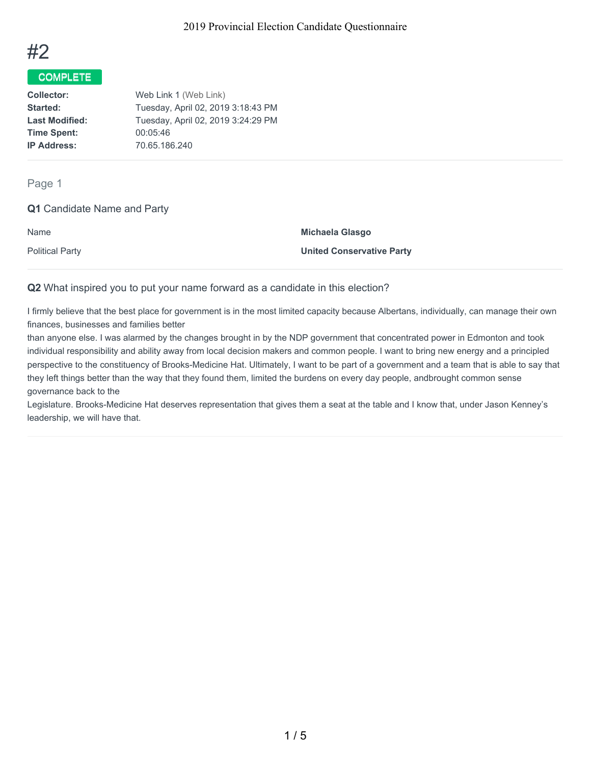# #2

**COMPLETE**

| | |
|---|---|
| **Collector:** | Web Link 1 (Web Link) |
| **Started:** | Tuesday, April 02, 2019 3:18:43 PM |
| **Last Modified:** | Tuesday, April 02, 2019 3:24:29 PM |
| **Time Spent:** | 00:05:46 |
| **IP Address:** | 70.65.186.240 |

## Page 1

### Q1 Candidate Name and Party

| | |
|---|---|
| Name | **Michaela Glasgo** |
| Political Party | **United Conservative Party** |

### Q2 What inspired you to put your name forward as a candidate in this election?

I firmly believe that the best place for government is in the most limited capacity because Albertans, individually, can manage their own finances, businesses and families better
than anyone else. I was alarmed by the changes brought in by the NDP government that concentrated power in Edmonton and took individual responsibility and ability away from local decision makers and common people. I want to bring new energy and a principled perspective to the constituency of Brooks-Medicine Hat. Ultimately, I want to be part of a government and a team that is able to say that they left things better than the way that they found them, limited the burdens on every day people, andbrought common sense governance back to the
Legislature. Brooks-Medicine Hat deserves representation that gives them a seat at the table and I know that, under Jason Kenney's leadership, we will have that.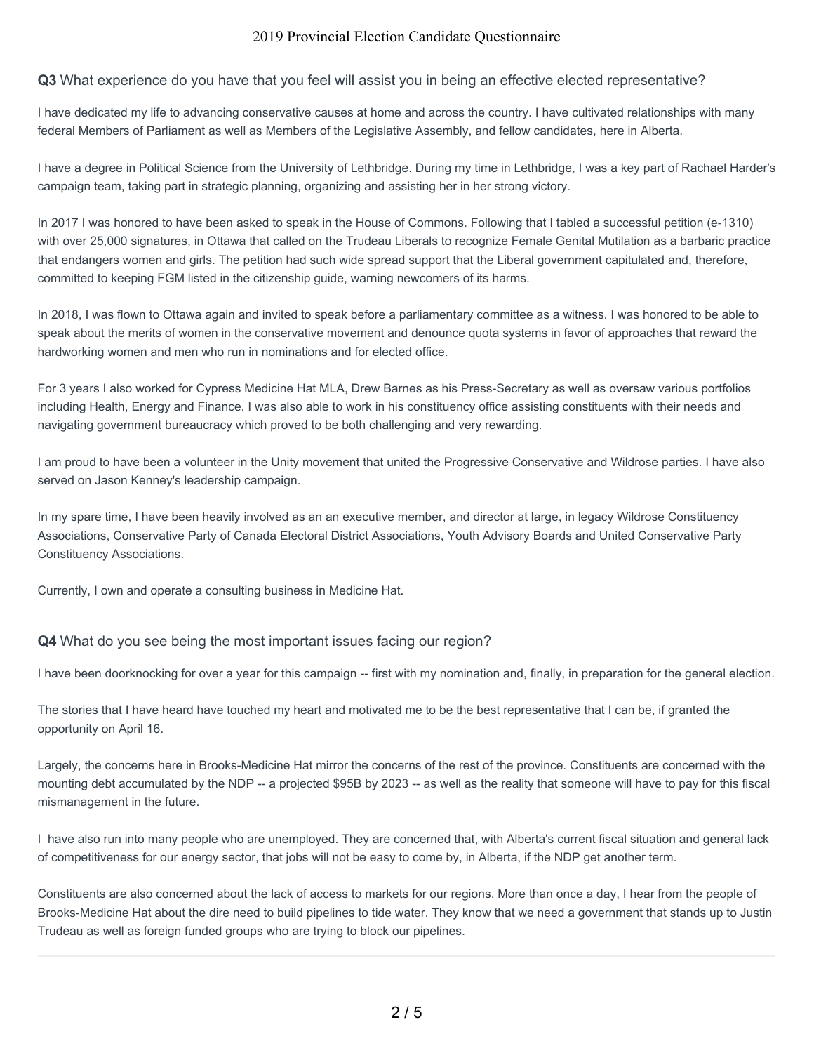**Q3** What experience do you have that you feel will assist you in being an effective elected representative?

I have dedicated my life to advancing conservative causes at home and across the country. I have cultivated relationships with many federal Members of Parliament as well as Members of the Legislative Assembly, and fellow candidates, here in Alberta.

I have a degree in Political Science from the University of Lethbridge. During my time in Lethbridge, I was a key part of Rachael Harder's campaign team, taking part in strategic planning, organizing and assisting her in her strong victory.

In 2017 I was honored to have been asked to speak in the House of Commons. Following that I tabled a successful petition (e-1310) with over 25,000 signatures, in Ottawa that called on the Trudeau Liberals to recognize Female Genital Mutilation as a barbaric practice that endangers women and girls. The petition had such wide spread support that the Liberal government capitulated and, therefore, committed to keeping FGM listed in the citizenship guide, warning newcomers of its harms.

In 2018, I was flown to Ottawa again and invited to speak before a parliamentary committee as a witness. I was honored to be able to speak about the merits of women in the conservative movement and denounce quota systems in favor of approaches that reward the hardworking women and men who run in nominations and for elected office.

For 3 years I also worked for Cypress Medicine Hat MLA, Drew Barnes as his Press-Secretary as well as oversaw various portfolios including Health, Energy and Finance. I was also able to work in his constituency office assisting constituents with their needs and navigating government bureaucracy which proved to be both challenging and very rewarding.

I am proud to have been a volunteer in the Unity movement that united the Progressive Conservative and Wildrose parties. I have also served on Jason Kenney's leadership campaign.

In my spare time, I have been heavily involved as an an executive member, and director at large, in legacy Wildrose Constituency Associations, Conservative Party of Canada Electoral District Associations, Youth Advisory Boards and United Conservative Party Constituency Associations.

Currently, I own and operate a consulting business in Medicine Hat.

**Q4** What do you see being the most important issues facing our region?

I have been doorknocking for over a year for this campaign -- first with my nomination and, finally, in preparation for the general election.

The stories that I have heard have touched my heart and motivated me to be the best representative that I can be, if granted the opportunity on April 16.

Largely, the concerns here in Brooks-Medicine Hat mirror the concerns of the rest of the province. Constituents are concerned with the mounting debt accumulated by the NDP -- a projected $95B by 2023 -- as well as the reality that someone will have to pay for this fiscal mismanagement in the future.

I have also run into many people who are unemployed. They are concerned that, with Alberta's current fiscal situation and general lack of competitiveness for our energy sector, that jobs will not be easy to come by, in Alberta, if the NDP get another term.

Constituents are also concerned about the lack of access to markets for our regions. More than once a day, I hear from the people of Brooks-Medicine Hat about the dire need to build pipelines to tide water. They know that we need a government that stands up to Justin Trudeau as well as foreign funded groups who are trying to block our pipelines.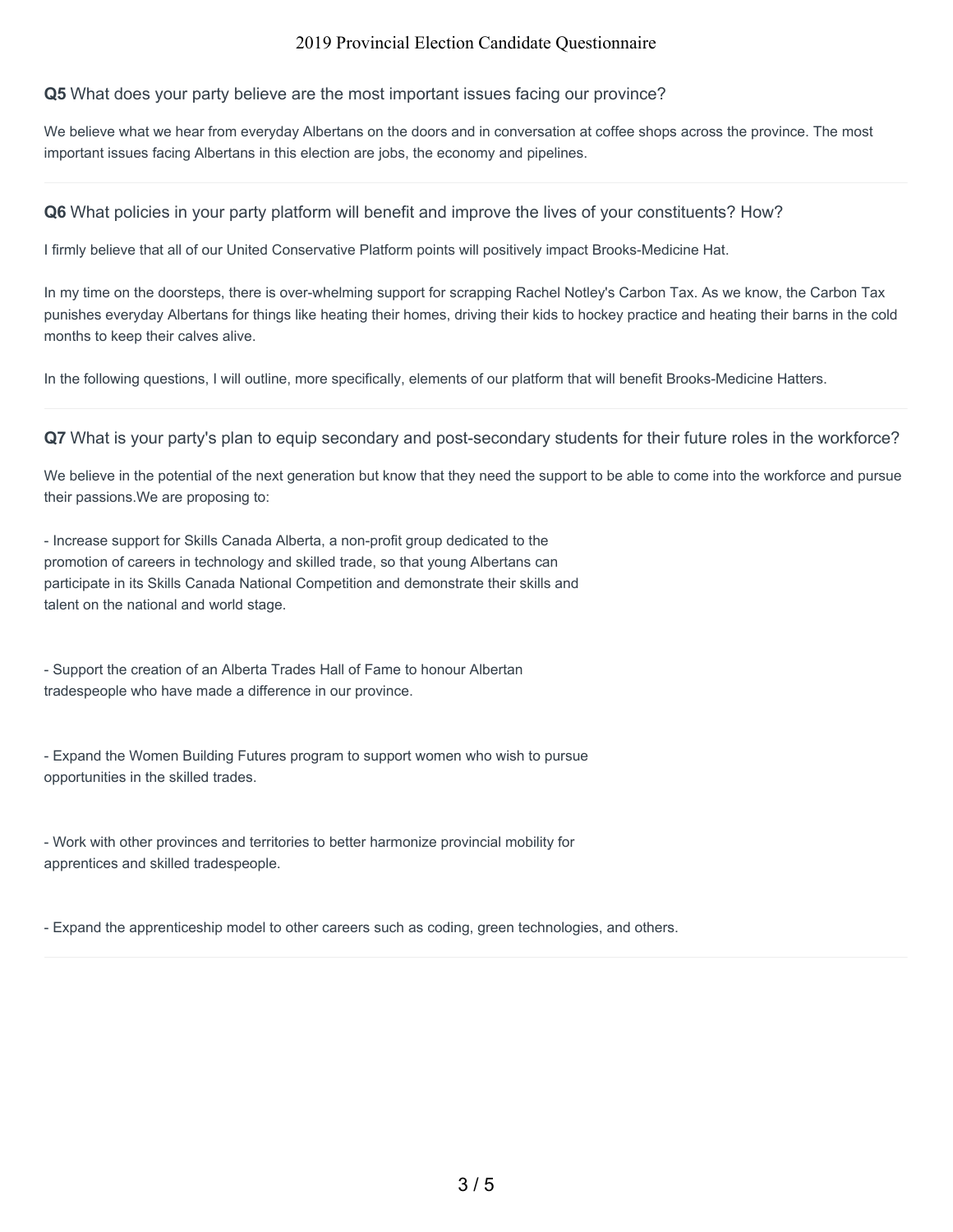**Q5** What does your party believe are the most important issues facing our province?

We believe what we hear from everyday Albertans on the doors and in conversation at coffee shops across the province. The most important issues facing Albertans in this election are jobs, the economy and pipelines.

**Q6** What policies in your party platform will benefit and improve the lives of your constituents? How?

I firmly believe that all of our United Conservative Platform points will positively impact Brooks-Medicine Hat.

In my time on the doorsteps, there is over-whelming support for scrapping Rachel Notley's Carbon Tax. As we know, the Carbon Tax punishes everyday Albertans for things like heating their homes, driving their kids to hockey practice and heating their barns in the cold months to keep their calves alive.

In the following questions, I will outline, more specifically, elements of our platform that will benefit Brooks-Medicine Hatters.

**Q7** What is your party's plan to equip secondary and post-secondary students for their future roles in the workforce?

We believe in the potential of the next generation but know that they need the support to be able to come into the workforce and pursue their passions.We are proposing to:

- Increase support for Skills Canada Alberta, a non-profit group dedicated to the promotion of careers in technology and skilled trade, so that young Albertans can participate in its Skills Canada National Competition and demonstrate their skills and talent on the national and world stage.

- Support the creation of an Alberta Trades Hall of Fame to honour Albertan tradespeople who have made a difference in our province.

- Expand the Women Building Futures program to support women who wish to pursue opportunities in the skilled trades.

- Work with other provinces and territories to better harmonize provincial mobility for apprentices and skilled tradespeople.

- Expand the apprenticeship model to other careers such as coding, green technologies, and others.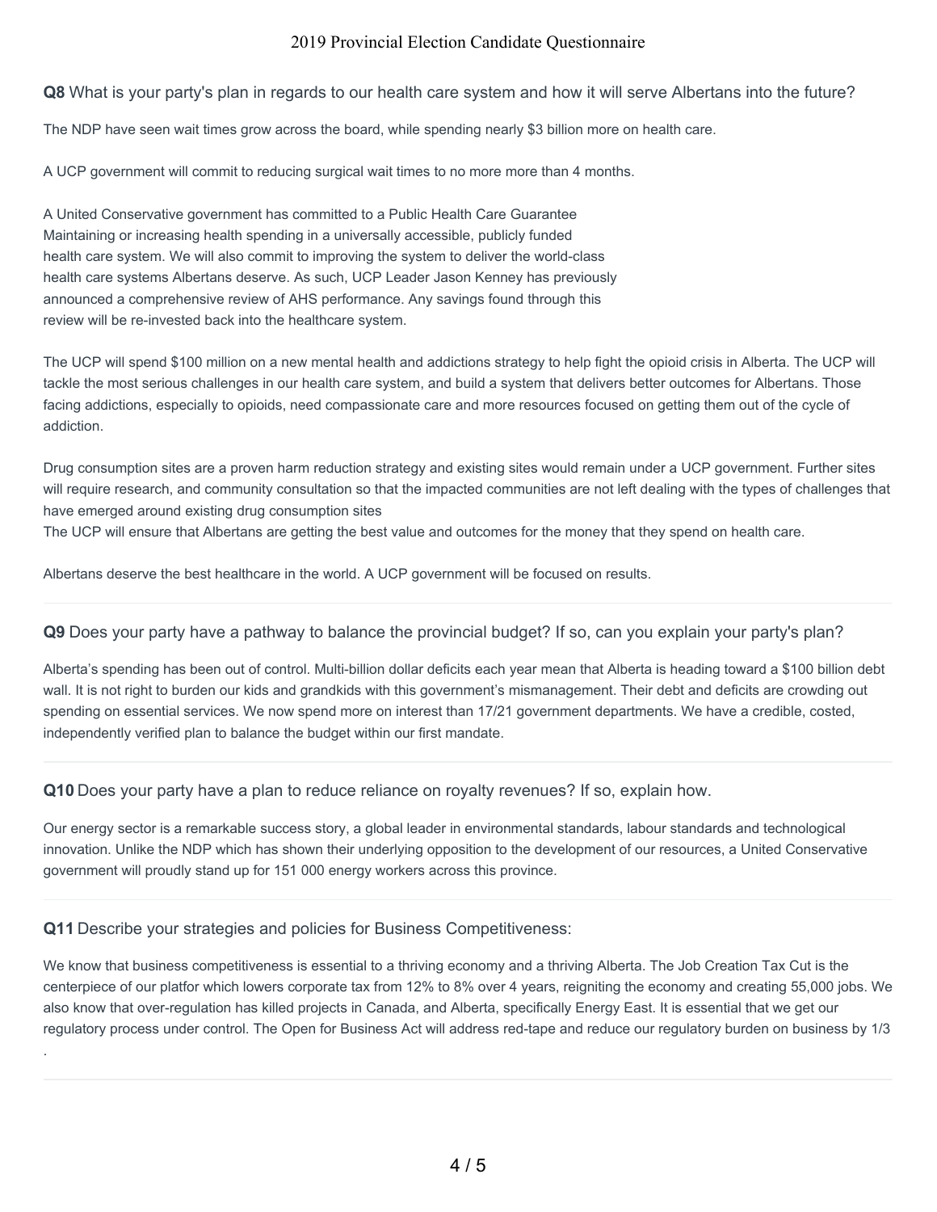**Q8** What is your party's plan in regards to our health care system and how it will serve Albertans into the future?

The NDP have seen wait times grow across the board, while spending nearly $3 billion more on health care.

A UCP government will commit to reducing surgical wait times to no more more than 4 months.

A United Conservative government has committed to a Public Health Care Guarantee Maintaining or increasing health spending in a universally accessible, publicly funded health care system. We will also commit to improving the system to deliver the world-class health care systems Albertans deserve. As such, UCP Leader Jason Kenney has previously announced a comprehensive review of AHS performance. Any savings found through this review will be re-invested back into the healthcare system.

The UCP will spend $100 million on a new mental health and addictions strategy to help fight the opioid crisis in Alberta. The UCP will tackle the most serious challenges in our health care system, and build a system that delivers better outcomes for Albertans. Those facing addictions, especially to opioids, need compassionate care and more resources focused on getting them out of the cycle of addiction.

Drug consumption sites are a proven harm reduction strategy and existing sites would remain under a UCP government. Further sites will require research, and community consultation so that the impacted communities are not left dealing with the types of challenges that have emerged around existing drug consumption sites
The UCP will ensure that Albertans are getting the best value and outcomes for the money that they spend on health care.

Albertans deserve the best healthcare in the world. A UCP government will be focused on results.

---

**Q9** Does your party have a pathway to balance the provincial budget? If so, can you explain your party's plan?

Alberta's spending has been out of control. Multi-billion dollar deficits each year mean that Alberta is heading toward a $100 billion debt wall. It is not right to burden our kids and grandkids with this government's mismanagement. Their debt and deficits are crowding out spending on essential services. We now spend more on interest than 17/21 government departments. We have a credible, costed, independently verified plan to balance the budget within our first mandate.

---

**Q10** Does your party have a plan to reduce reliance on royalty revenues? If so, explain how.

Our energy sector is a remarkable success story, a global leader in environmental standards, labour standards and technological innovation. Unlike the NDP which has shown their underlying opposition to the development of our resources, a United Conservative government will proudly stand up for 151 000 energy workers across this province.

---

**Q11** Describe your strategies and policies for Business Competitiveness:

We know that business competitiveness is essential to a thriving economy and a thriving Alberta. The Job Creation Tax Cut is the centerpiece of our platfor which lowers corporate tax from 12% to 8% over 4 years, reigniting the economy and creating 55,000 jobs. We also know that over-regulation has killed projects in Canada, and Alberta, specifically Energy East. It is essential that we get our regulatory process under control. The Open for Business Act will address red-tape and reduce our regulatory burden on business by 1/3
.

---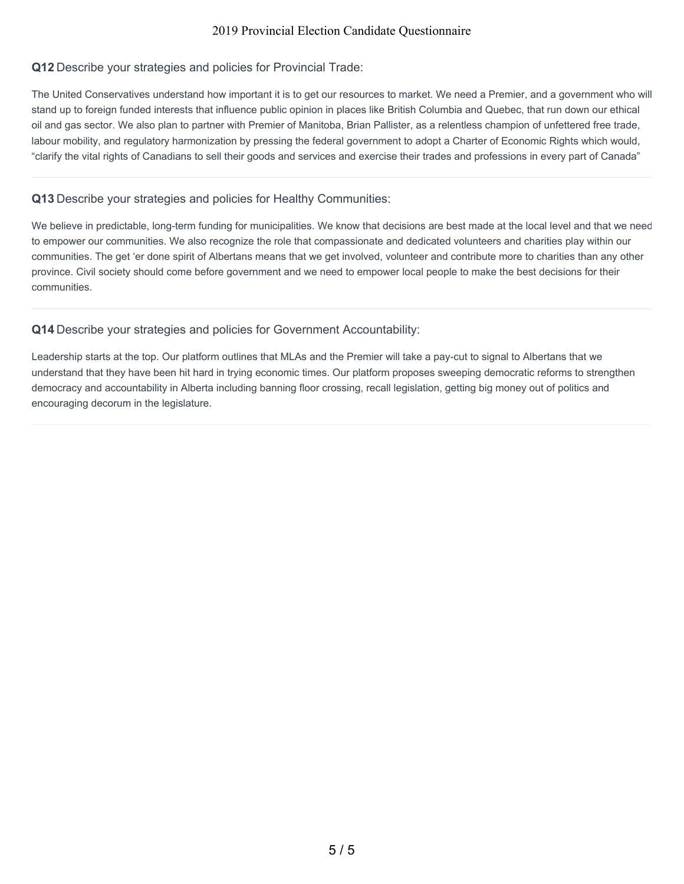**Q12** Describe your strategies and policies for Provincial Trade:

The United Conservatives understand how important it is to get our resources to market. We need a Premier, and a government who will stand up to foreign funded interests that influence public opinion in places like British Columbia and Quebec, that run down our ethical oil and gas sector. We also plan to partner with Premier of Manitoba, Brian Pallister, as a relentless champion of unfettered free trade, labour mobility, and regulatory harmonization by pressing the federal government to adopt a Charter of Economic Rights which would, "clarify the vital rights of Canadians to sell their goods and services and exercise their trades and professions in every part of Canada"

---

**Q13** Describe your strategies and policies for Healthy Communities:

We believe in predictable, long-term funding for municipalities. We know that decisions are best made at the local level and that we need to empower our communities. We also recognize the role that compassionate and dedicated volunteers and charities play within our communities. The get 'er done spirit of Albertans means that we get involved, volunteer and contribute more to charities than any other province. Civil society should come before government and we need to empower local people to make the best decisions for their communities.

---

**Q14** Describe your strategies and policies for Government Accountability:

Leadership starts at the top. Our platform outlines that MLAs and the Premier will take a pay-cut to signal to Albertans that we understand that they have been hit hard in trying economic times. Our platform proposes sweeping democratic reforms to strengthen democracy and accountability in Alberta including banning floor crossing, recall legislation, getting big money out of politics and encouraging decorum in the legislature.